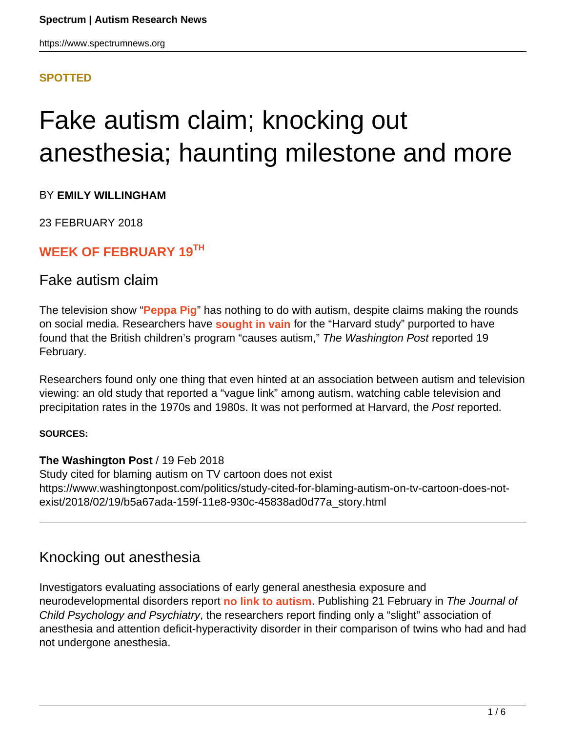**SPOTTED**

# Fake autism claim; knocking out anesthesia; haunting milestone and more

BY **EMILY WILLINGHAM**

23 FEBRUARY 2018

### WEEK OF FEBRUARY 19TH

## Fake autism claim

The television show "**Peppa Pig**" has nothing to do with autism, despite claims making the rounds on social media. Researchers have **sought in vain** for the "Harvard study" purported to have found that the British children's program "causes autism," *The Washington Post* reported 19 February.

Researchers found only one thing that even hinted at an association between autism and television viewing: an old study that reported a "vague link" among autism, watching cable television and precipitation rates in the 1970s and 1980s. It was not performed at Harvard, the *Post* reported.

**SOURCES:**

**The Washington Post** / 19 Feb 2018
Study cited for blaming autism on TV cartoon does not exist
https://www.washingtonpost.com/politics/study-cited-for-blaming-autism-on-tv-cartoon-does-not-exist/2018/02/19/b5a67ada-159f-11e8-930c-45838ad0d77a_story.html

---

## Knocking out anesthesia

Investigators evaluating associations of early general anesthesia exposure and neurodevelopmental disorders report **no link to autism**. Publishing 21 February in *The Journal of Child Psychology and Psychiatry*, the researchers report finding only a "slight" association of anesthesia and attention deficit-hyperactivity disorder in their comparison of twins who had and had not undergone anesthesia.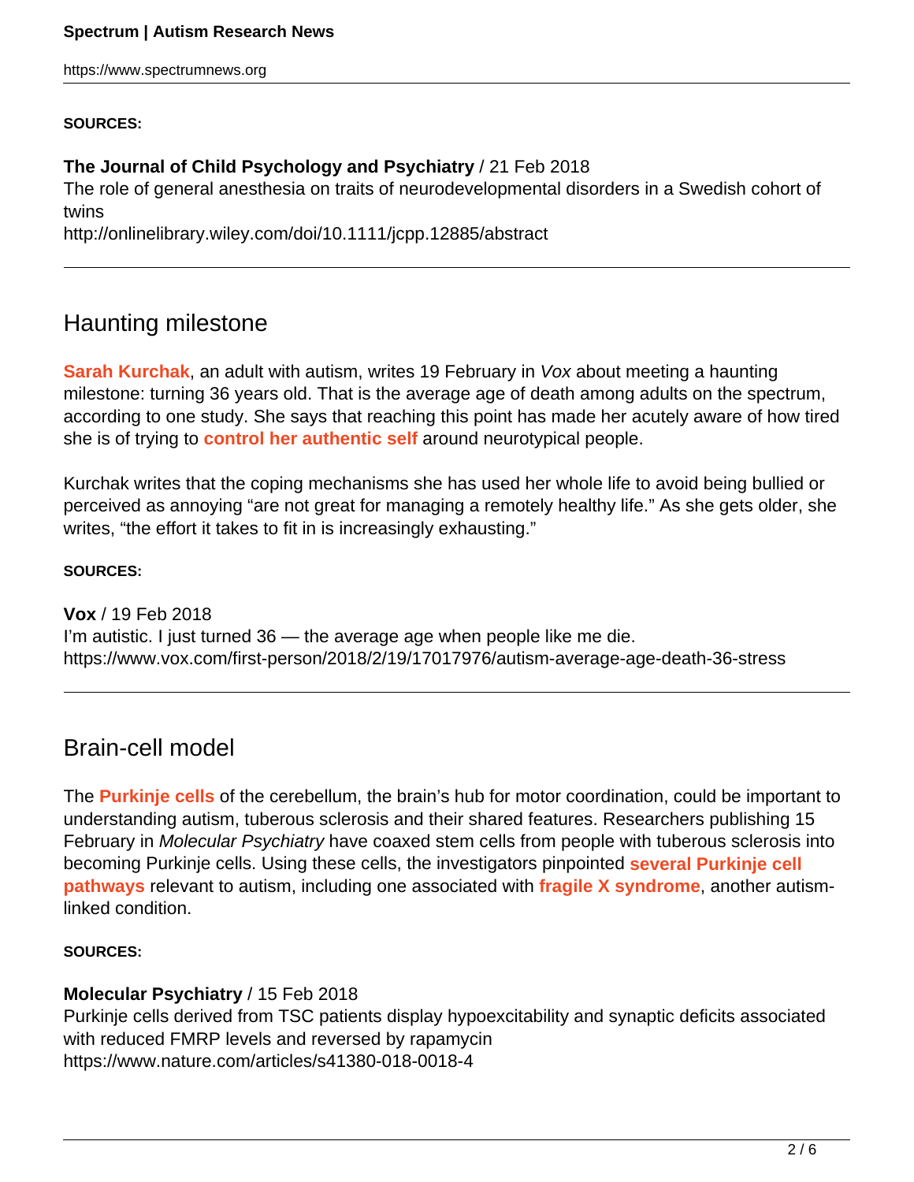**SOURCES:**

**The Journal of Child Psychology and Psychiatry** / 21 Feb 2018
The role of general anesthesia on traits of neurodevelopmental disorders in a Swedish cohort of twins
http://onlinelibrary.wiley.com/doi/10.1111/jcpp.12885/abstract

---

## Haunting milestone

**Sarah Kurchak**, an adult with autism, writes 19 February in *Vox* about meeting a haunting milestone: turning 36 years old. That is the average age of death among adults on the spectrum, according to one study. She says that reaching this point has made her acutely aware of how tired she is of trying to **control her authentic self** around neurotypical people.

Kurchak writes that the coping mechanisms she has used her whole life to avoid being bullied or perceived as annoying "are not great for managing a remotely healthy life." As she gets older, she writes, "the effort it takes to fit in is increasingly exhausting."

**SOURCES:**

**Vox** / 19 Feb 2018
I'm autistic. I just turned 36 — the average age when people like me die.
https://www.vox.com/first-person/2018/2/19/17017976/autism-average-age-death-36-stress

---

## Brain-cell model

The **Purkinje cells** of the cerebellum, the brain's hub for motor coordination, could be important to understanding autism, tuberous sclerosis and their shared features. Researchers publishing 15 February in *Molecular Psychiatry* have coaxed stem cells from people with tuberous sclerosis into becoming Purkinje cells. Using these cells, the investigators pinpointed **several Purkinje cell pathways** relevant to autism, including one associated with **fragile X syndrome**, another autism-linked condition.

**SOURCES:**

**Molecular Psychiatry** / 15 Feb 2018
Purkinje cells derived from TSC patients display hypoexcitability and synaptic deficits associated with reduced FMRP levels and reversed by rapamycin
https://www.nature.com/articles/s41380-018-0018-4

---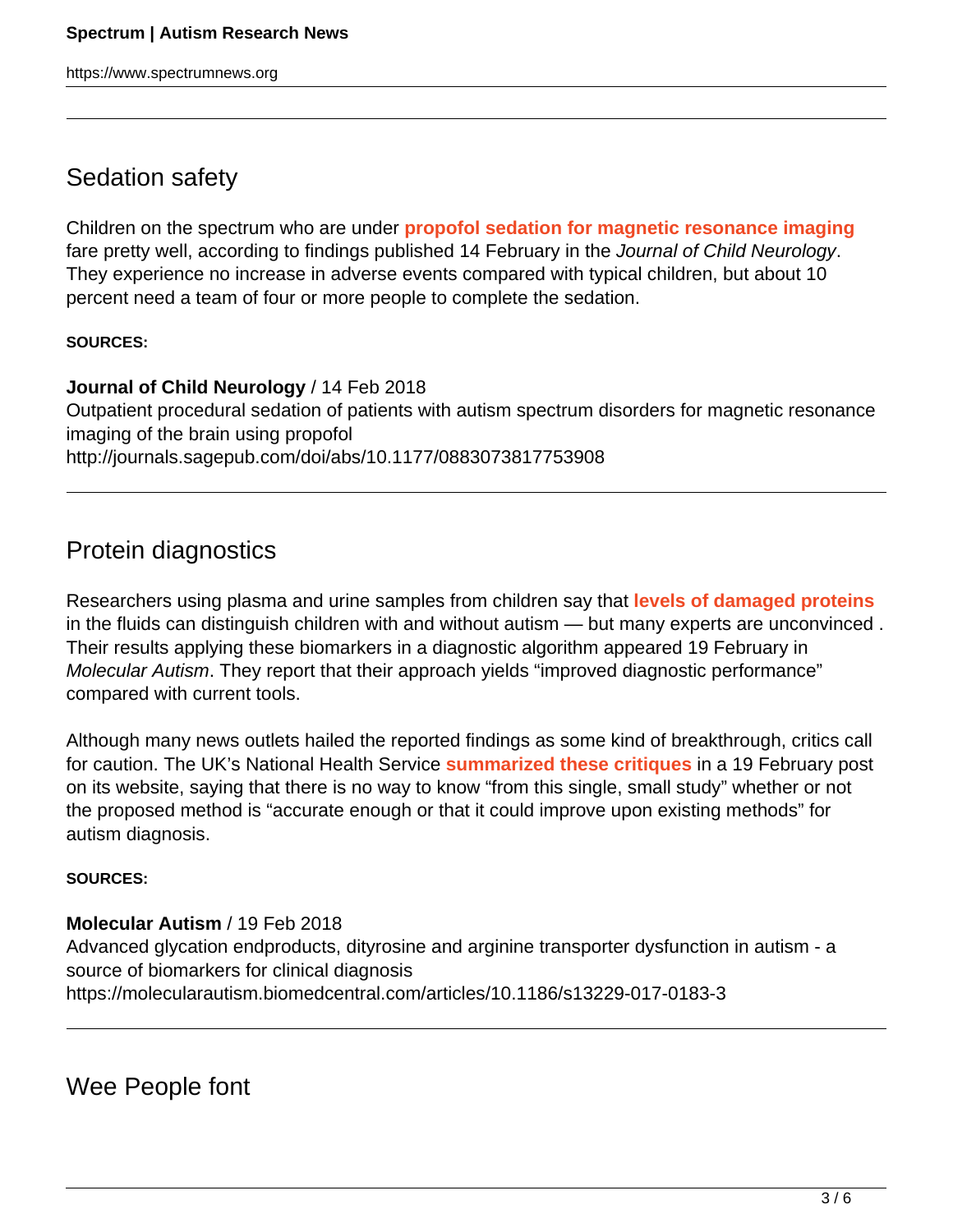## Sedation safety

Children on the spectrum who are under **propofol sedation for magnetic resonance imaging** fare pretty well, according to findings published 14 February in the *Journal of Child Neurology*. They experience no increase in adverse events compared with typical children, but about 10 percent need a team of four or more people to complete the sedation.

**SOURCES:**

**Journal of Child Neurology** / 14 Feb 2018
Outpatient procedural sedation of patients with autism spectrum disorders for magnetic resonance imaging of the brain using propofol
http://journals.sagepub.com/doi/abs/10.1177/0883073817753908

## Protein diagnostics

Researchers using plasma and urine samples from children say that **levels of damaged proteins** in the fluids can distinguish children with and without autism — but many experts are unconvinced . Their results applying these biomarkers in a diagnostic algorithm appeared 19 February in *Molecular Autism*. They report that their approach yields "improved diagnostic performance" compared with current tools.

Although many news outlets hailed the reported findings as some kind of breakthrough, critics call for caution. The UK's National Health Service **summarized these critiques** in a 19 February post on its website, saying that there is no way to know "from this single, small study" whether or not the proposed method is "accurate enough or that it could improve upon existing methods" for autism diagnosis.

**SOURCES:**

**Molecular Autism** / 19 Feb 2018
Advanced glycation endproducts, dityrosine and arginine transporter dysfunction in autism - a source of biomarkers for clinical diagnosis
https://molecularautism.biomedcentral.com/articles/10.1186/s13229-017-0183-3

## Wee People font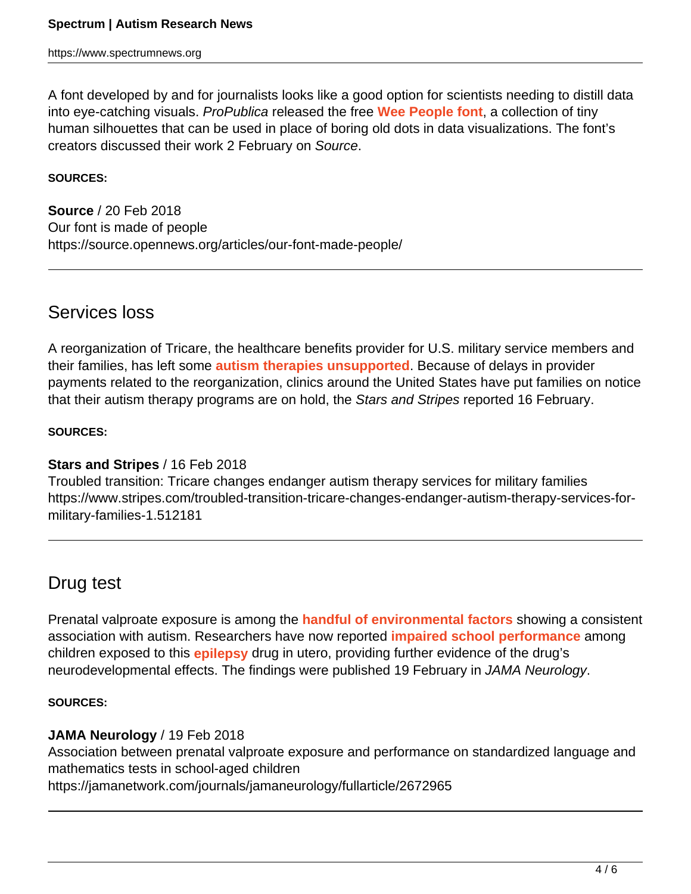A font developed by and for journalists looks like a good option for scientists needing to distill data into eye-catching visuals. *ProPublica* released the free **Wee People font**, a collection of tiny human silhouettes that can be used in place of boring old dots in data visualizations. The font's creators discussed their work 2 February on *Source*.

**SOURCES:**

**Source** / 20 Feb 2018
Our font is made of people
https://source.opennews.org/articles/our-font-made-people/

---

## Services loss

A reorganization of Tricare, the healthcare benefits provider for U.S. military service members and their families, has left some **autism therapies unsupported**. Because of delays in provider payments related to the reorganization, clinics around the United States have put families on notice that their autism therapy programs are on hold, the *Stars and Stripes* reported 16 February.

**SOURCES:**

**Stars and Stripes** / 16 Feb 2018
Troubled transition: Tricare changes endanger autism therapy services for military families
https://www.stripes.com/troubled-transition-tricare-changes-endanger-autism-therapy-services-for-military-families-1.512181

---

## Drug test

Prenatal valproate exposure is among the **handful of environmental factors** showing a consistent association with autism. Researchers have now reported **impaired school performance** among children exposed to this **epilepsy** drug in utero, providing further evidence of the drug's neurodevelopmental effects. The findings were published 19 February in *JAMA Neurology*.

**SOURCES:**

**JAMA Neurology** / 19 Feb 2018
Association between prenatal valproate exposure and performance on standardized language and mathematics tests in school-aged children
https://jamanetwork.com/journals/jamaneurology/fullarticle/2672965

---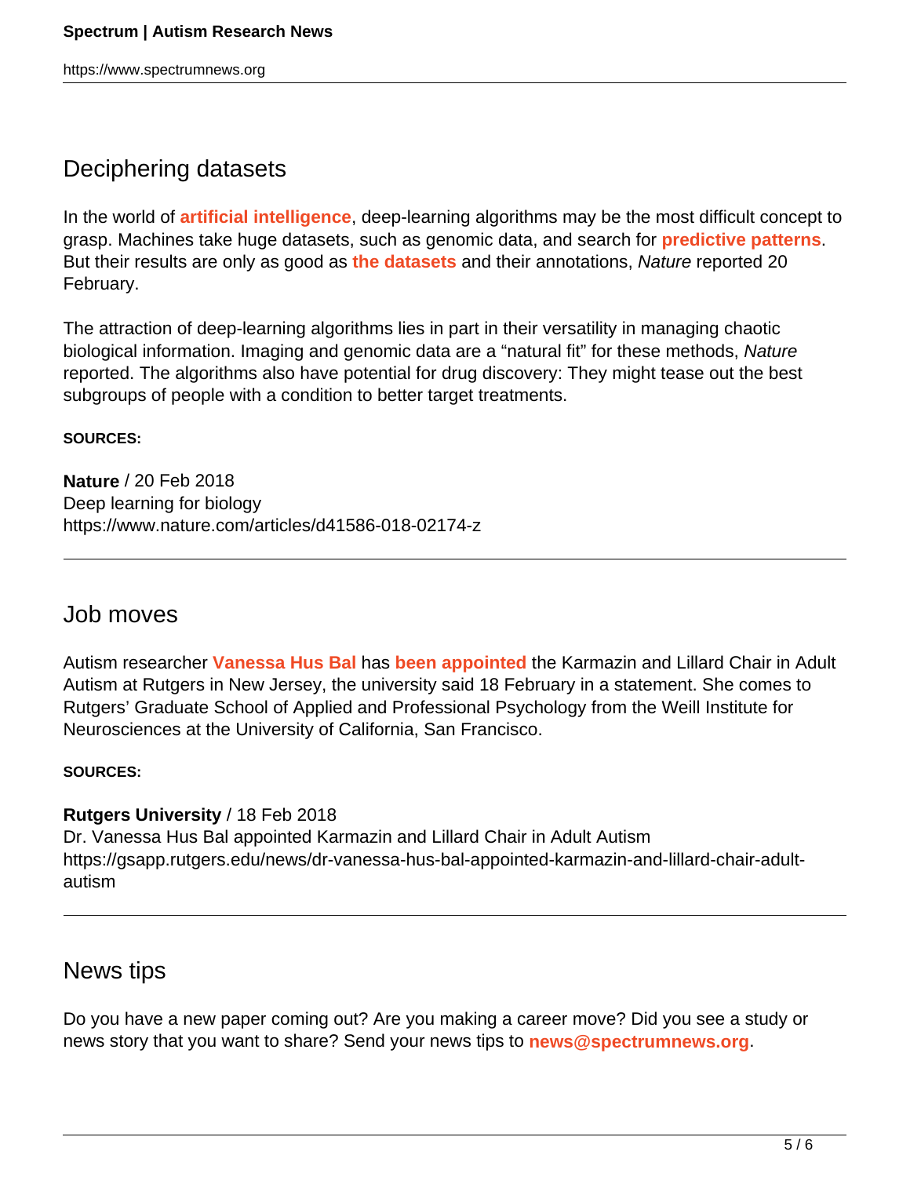## Deciphering datasets

In the world of **artificial intelligence**, deep-learning algorithms may be the most difficult concept to grasp. Machines take huge datasets, such as genomic data, and search for **predictive patterns**. But their results are only as good as **the datasets** and their annotations, *Nature* reported 20 February.

The attraction of deep-learning algorithms lies in part in their versatility in managing chaotic biological information. Imaging and genomic data are a “natural fit” for these methods, *Nature* reported. The algorithms also have potential for drug discovery: They might tease out the best subgroups of people with a condition to better target treatments.

**SOURCES:**

**Nature** / 20 Feb 2018
Deep learning for biology
https://www.nature.com/articles/d41586-018-02174-z

---

## Job moves

Autism researcher **Vanessa Hus Bal** has **been appointed** the Karmazin and Lillard Chair in Adult Autism at Rutgers in New Jersey, the university said 18 February in a statement. She comes to Rutgers’ Graduate School of Applied and Professional Psychology from the Weill Institute for Neurosciences at the University of California, San Francisco.

**SOURCES:**

**Rutgers University** / 18 Feb 2018
Dr. Vanessa Hus Bal appointed Karmazin and Lillard Chair in Adult Autism
https://gsapp.rutgers.edu/news/dr-vanessa-hus-bal-appointed-karmazin-and-lillard-chair-adult-autism

---

## News tips

Do you have a new paper coming out? Are you making a career move? Did you see a study or news story that you want to share? Send your news tips to **news@spectrumnews.org**.